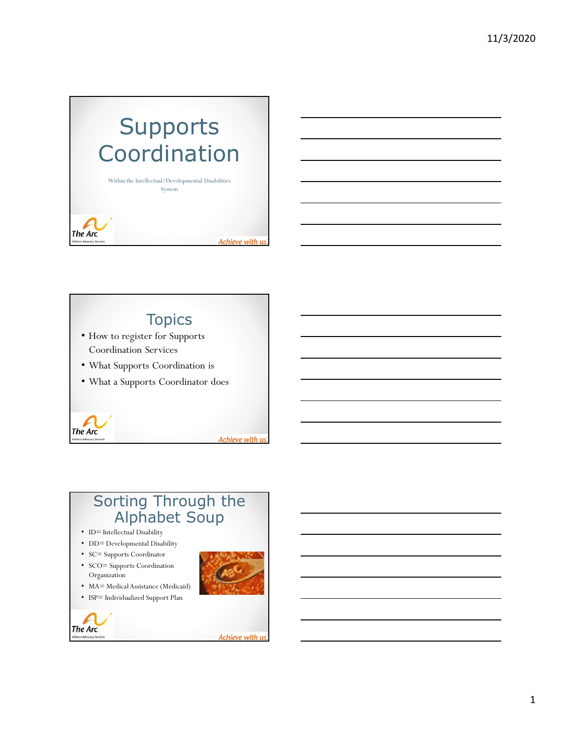# Supports Coordination

Within the Intellectual/Developmental Disabilities System

The Arc. Alliance Advocacy Services

*Achieve with us.*

## Topics

- How to register for Supports Coordination Services
- What Supports Coordination is
- What a Supports Coordinator does

The Arc. Alliance Advocacy Services

*Achieve with us.*

## Sorting Through the Alphabet Soup

- ID= Intellectual Disability
- DD= Developmental Disability
- SC= Supports Coordinator
- SCO= Supports Coordination Organization
- MA= Medical Assistance (Medicaid)
- ISP= Individualized Support Plan

The Arc. Alliance Advocacy Services

*Achieve with us.*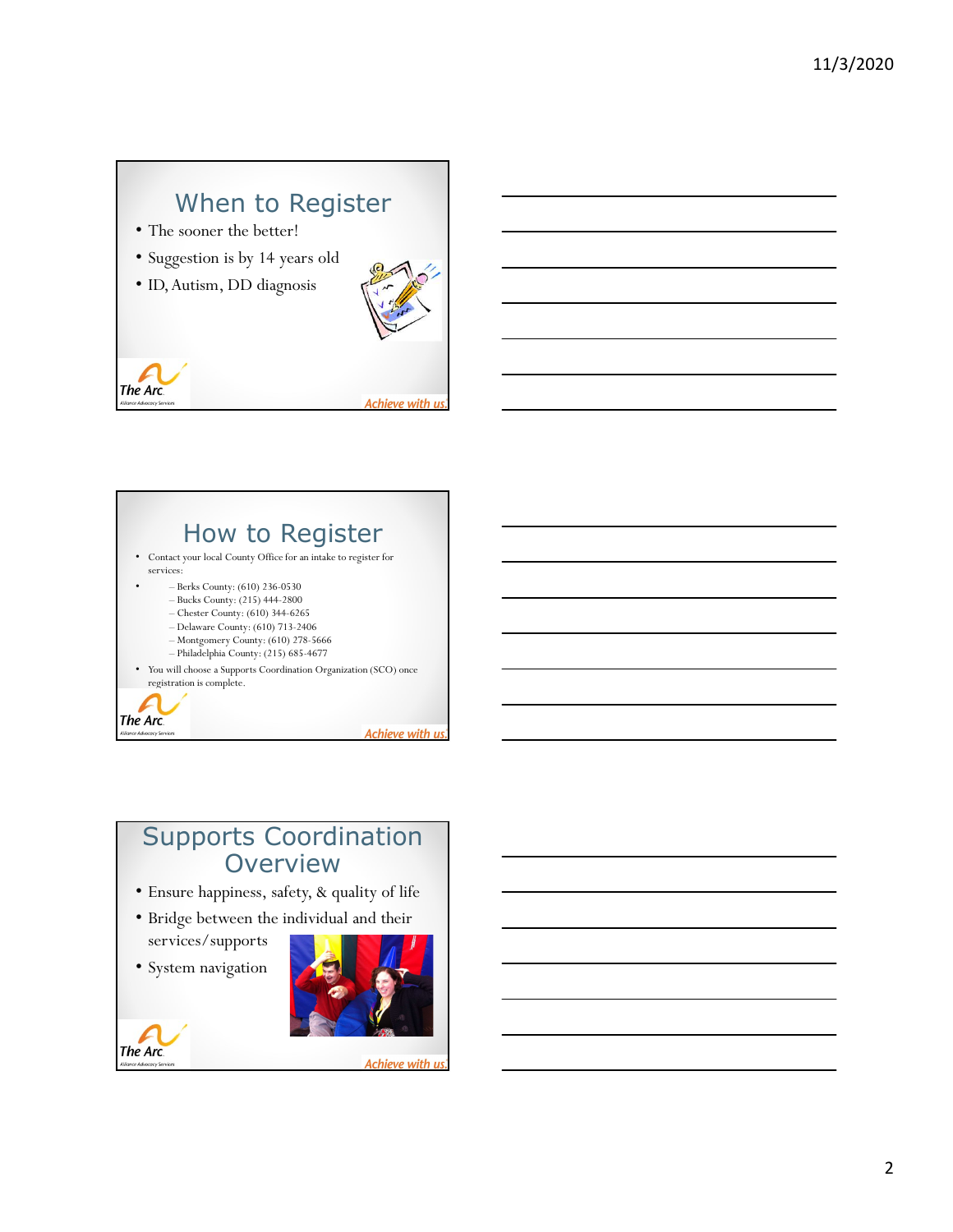## When to Register

- The sooner the better!
- Suggestion is by 14 years old
- ID, Autism, DD diagnosis

## How to Register

- Contact your local County Office for an intake to register for services:
  - Berks County: (610) 236-0530
  - Bucks County: (215) 444-2800
  - Chester County: (610) 344-6265
  - Delaware County: (610) 713-2406
  - Montgomery County: (610) 278-5666
  - Philadelphia County: (215) 685-4677
- You will choose a Supports Coordination Organization (SCO) once registration is complete.

## Supports Coordination Overview

- Ensure happiness, safety, & quality of life
- Bridge between the individual and their services/supports
- System navigation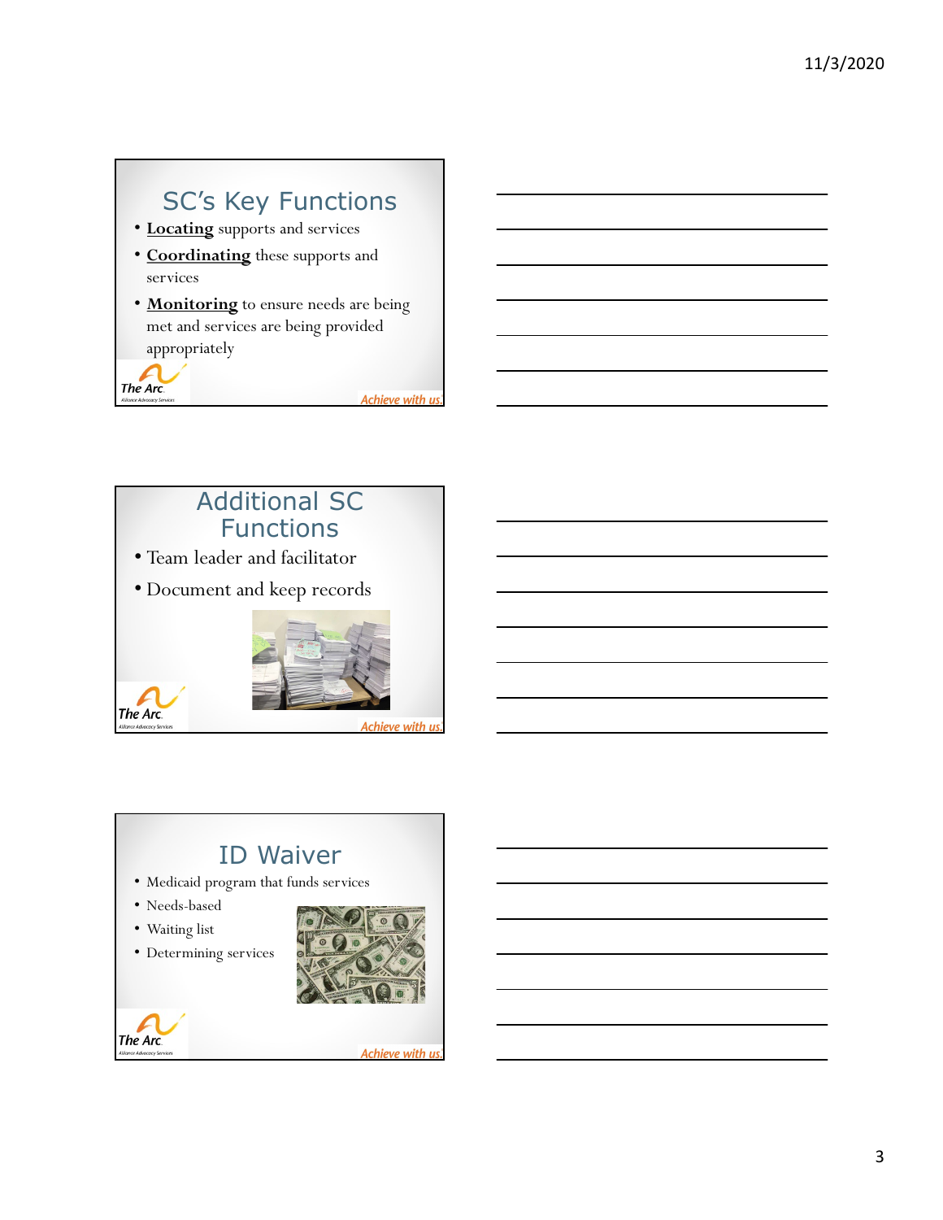## SC's Key Functions

- **Locating** supports and services
- **Coordinating** these supports and services
- **Monitoring** to ensure needs are being met and services are being provided appropriately

The Arc

*Achieve with us.*

## Additional SC Functions

- Team leader and facilitator
- Document and keep records

The Arc

*Achieve with us.*

## ID Waiver

- Medicaid program that funds services
- Needs-based
- Waiting list
- Determining services

The Arc

*Achieve with us.*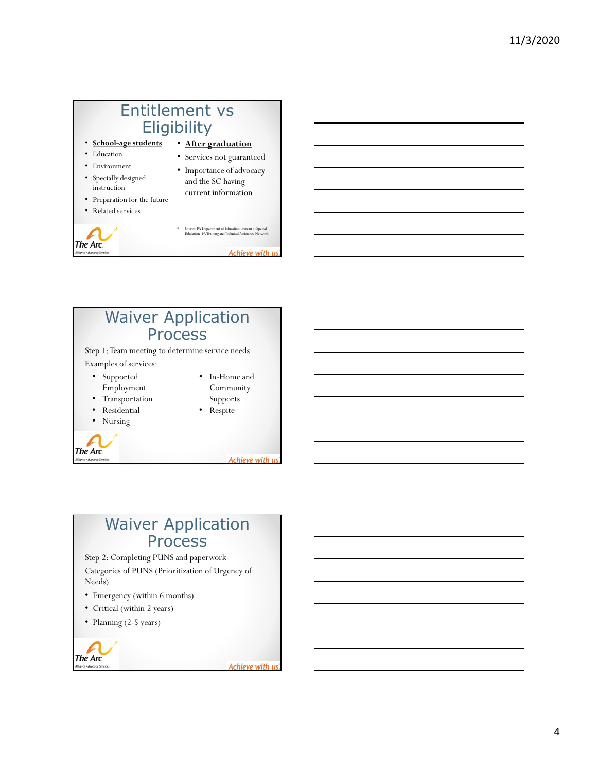## Entitlement vs Eligibility

- **School-age students**
- Education
- Environment
- Specially designed instruction
- Preparation for the future
- Related services

- **After graduation**
- Services not guaranteed
- Importance of advocacy and the SC having current information

- Source: PA Department of Education: Bureau of Special Education- PA Training and Technical Assistance Network

The Arc Alliance Advocacy Services

*Achieve with us.*

## Waiver Application Process

Step 1: Team meeting to determine service needs

Examples of services:

- Supported Employment
- Transportation
- Residential
- Nursing
- In-Home and Community Supports
- Respite

The Arc Alliance Advocacy Services

*Achieve with us.*

## Waiver Application Process

Step 2: Completing PUNS and paperwork

Categories of PUNS (Prioritization of Urgency of Needs)

- Emergency (within 6 months)
- Critical (within 2 years)
- Planning (2-5 years)

The Arc Alliance Advocacy Services

*Achieve with us.*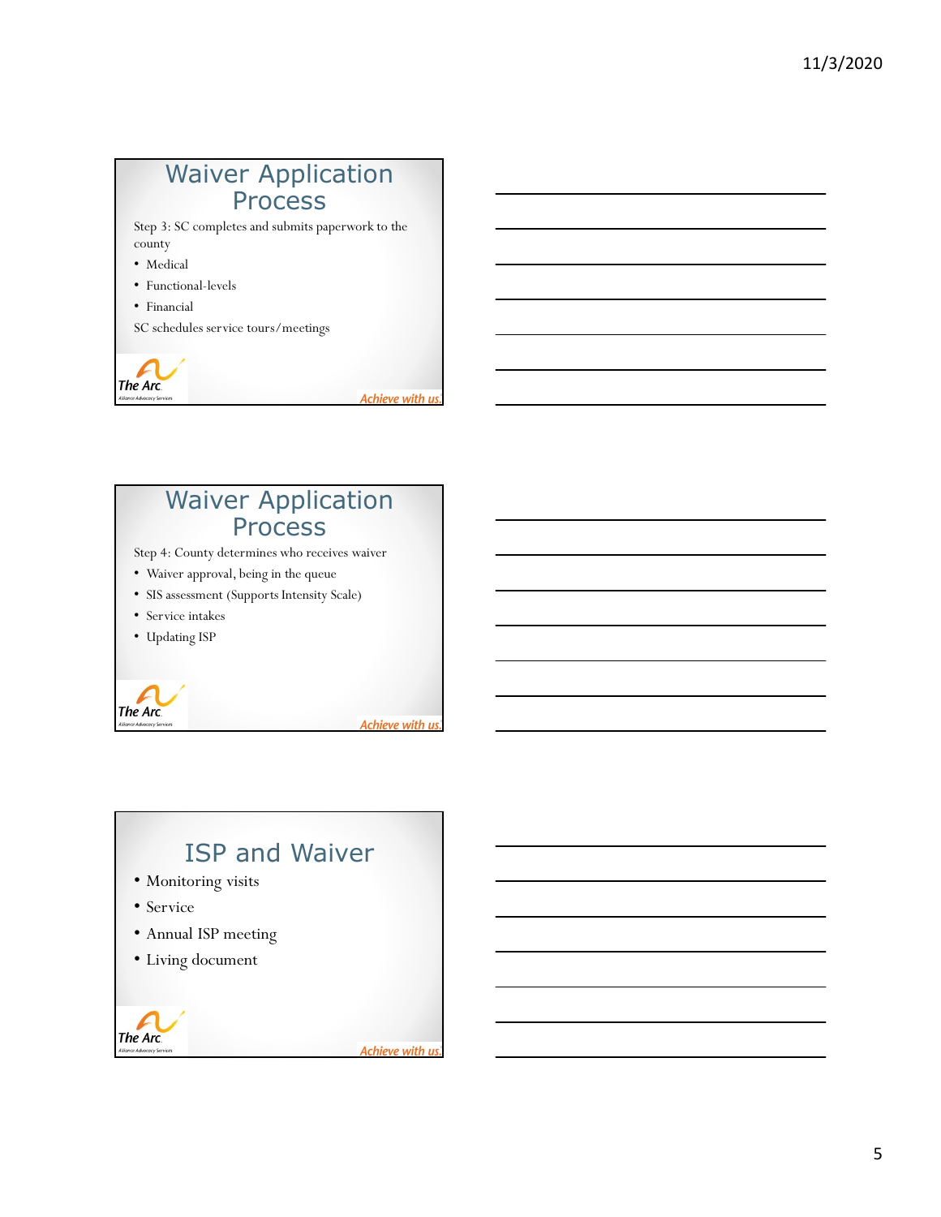## Waiver Application Process

Step 3: SC completes and submits paperwork to the county

- Medical
- Functional-levels
- Financial

SC schedules service tours/meetings

## Waiver Application Process

Step 4: County determines who receives waiver

- Waiver approval, being in the queue
- SIS assessment (Supports Intensity Scale)
- Service intakes
- Updating ISP

## ISP and Waiver

- Monitoring visits
- Service
- Annual ISP meeting
- Living document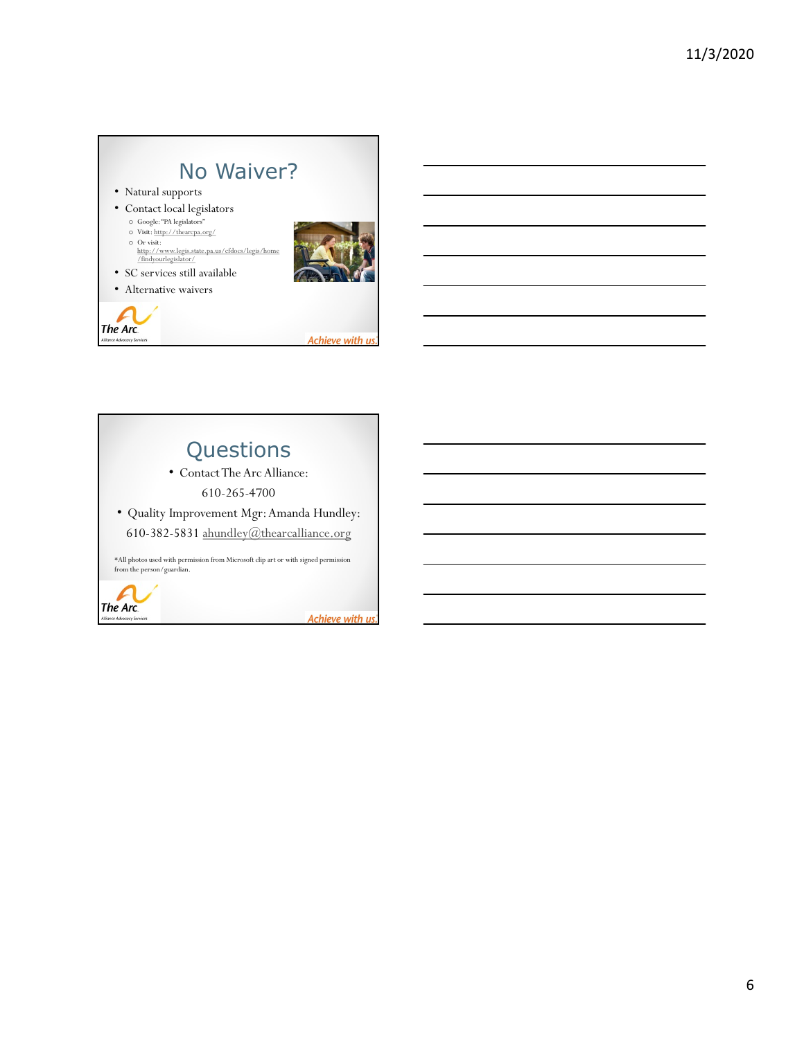## No Waiver?

- Natural supports
- Contact local legislators
  - Google: "PA legislators"
  - Visit: http://thearcpa.org/
  - Or visit: http://www.legis.state.pa.us/cfdocs/legis/home/findyourlegislator/
- SC services still available
- Alternative waivers

The Arc
Alliance Advocacy Services

*Achieve with us.*

## Questions

- Contact The Arc Alliance:

  610-265-4700

- Quality Improvement Mgr: Amanda Hundley:

  610-382-5831 ahundley@thearcalliance.org

*All photos used with permission from Microsoft clip art or with signed permission from the person/guardian.

The Arc
Alliance Advocacy Services

*Achieve with us.*